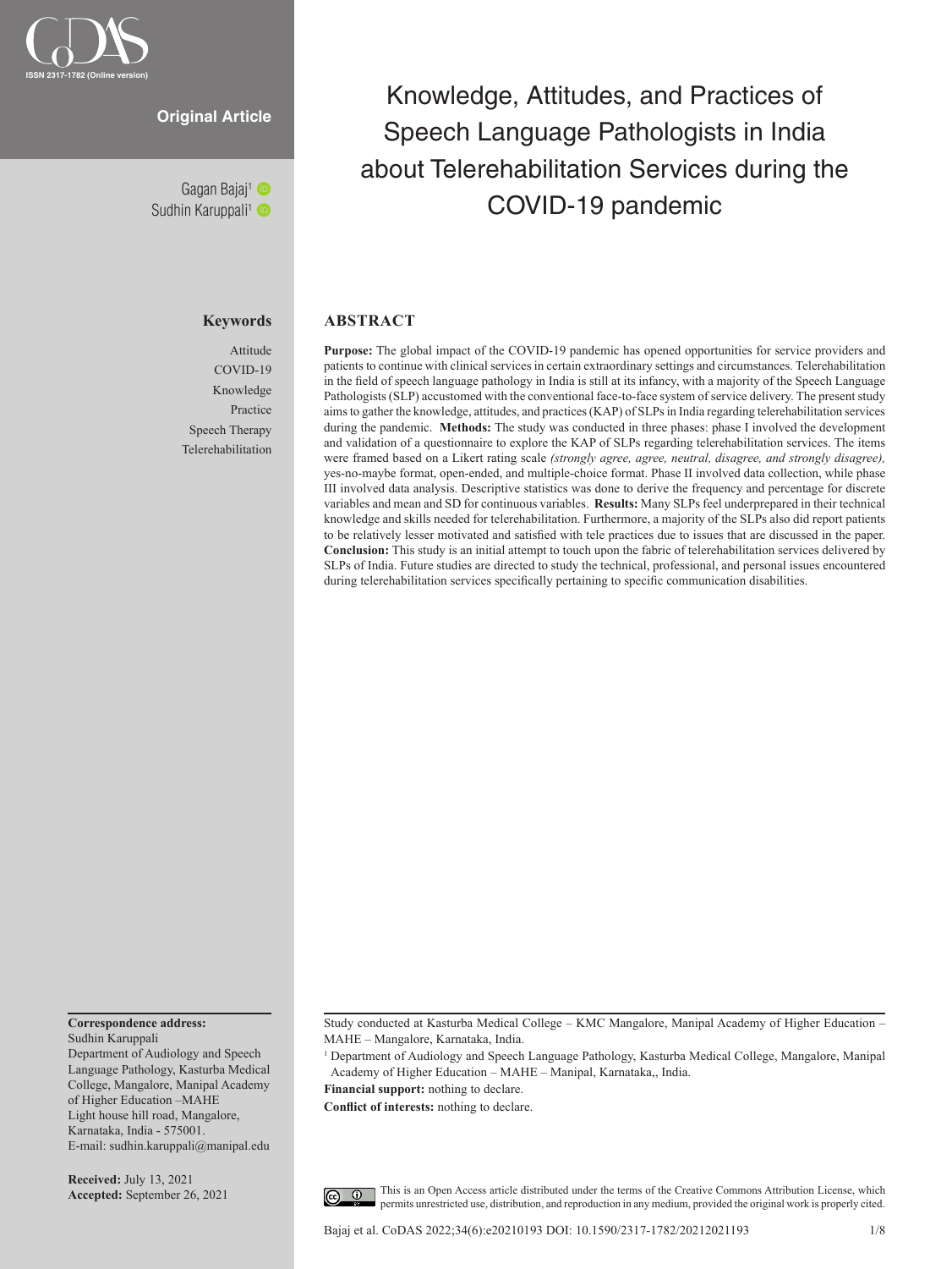Original Article

# Knowledge, Attitudes, and Practices of Speech Language Pathologists in India about Telerehabilitation Services during the COVID-19 pandemic

Gagan Bajaj[1]
Sudhin Karuppali[1]

**Keywords**

Attitude
COVID-19
Knowledge
Practice
Speech Therapy
Telerehabilitation

## ABSTRACT

**Purpose:** The global impact of the COVID-19 pandemic has opened opportunities for service providers and patients to continue with clinical services in certain extraordinary settings and circumstances. Telerehabilitation in the field of speech language pathology in India is still at its infancy, with a majority of the Speech Language Pathologists (SLP) accustomed with the conventional face-to-face system of service delivery. The present study aims to gather the knowledge, attitudes, and practices (KAP) of SLPs in India regarding telerehabilitation services during the pandemic. **Methods:** The study was conducted in three phases: phase I involved the development and validation of a questionnaire to explore the KAP of SLPs regarding telerehabilitation services. The items were framed based on a Likert rating scale *(strongly agree, agree, neutral, disagree, and strongly disagree),* yes-no-maybe format, open-ended, and multiple-choice format. Phase II involved data collection, while phase III involved data analysis. Descriptive statistics was done to derive the frequency and percentage for discrete variables and mean and SD for continuous variables. **Results:** Many SLPs feel underprepared in their technical knowledge and skills needed for telerehabilitation. Furthermore, a majority of the SLPs also did report patients to be relatively lesser motivated and satisfied with tele practices due to issues that are discussed in the paper. **Conclusion:** This study is an initial attempt to touch upon the fabric of telerehabilitation services delivered by SLPs of India. Future studies are directed to study the technical, professional, and personal issues encountered during telerehabilitation services specifically pertaining to specific communication disabilities.

**Correspondence address:**
Sudhin Karuppali
Department of Audiology and Speech Language Pathology, Kasturba Medical College, Mangalore, Manipal Academy of Higher Education –MAHE
Light house hill road, Mangalore, Karnataka, India - 575001.
E-mail: sudhin.karuppali@manipal.edu

**Received:** July 13, 2021
**Accepted:** September 26, 2021

Study conducted at Kasturba Medical College – KMC Mangalore, Manipal Academy of Higher Education – MAHE – Mangalore, Karnataka, India.

[1] Department of Audiology and Speech Language Pathology, Kasturba Medical College, Mangalore, Manipal Academy of Higher Education – MAHE – Manipal, Karnataka,, India.

**Financial support:** nothing to declare.

**Conflict of interests:** nothing to declare.

This is an Open Access article distributed under the terms of the Creative Commons Attribution License, which permits unrestricted use, distribution, and reproduction in any medium, provided the original work is properly cited.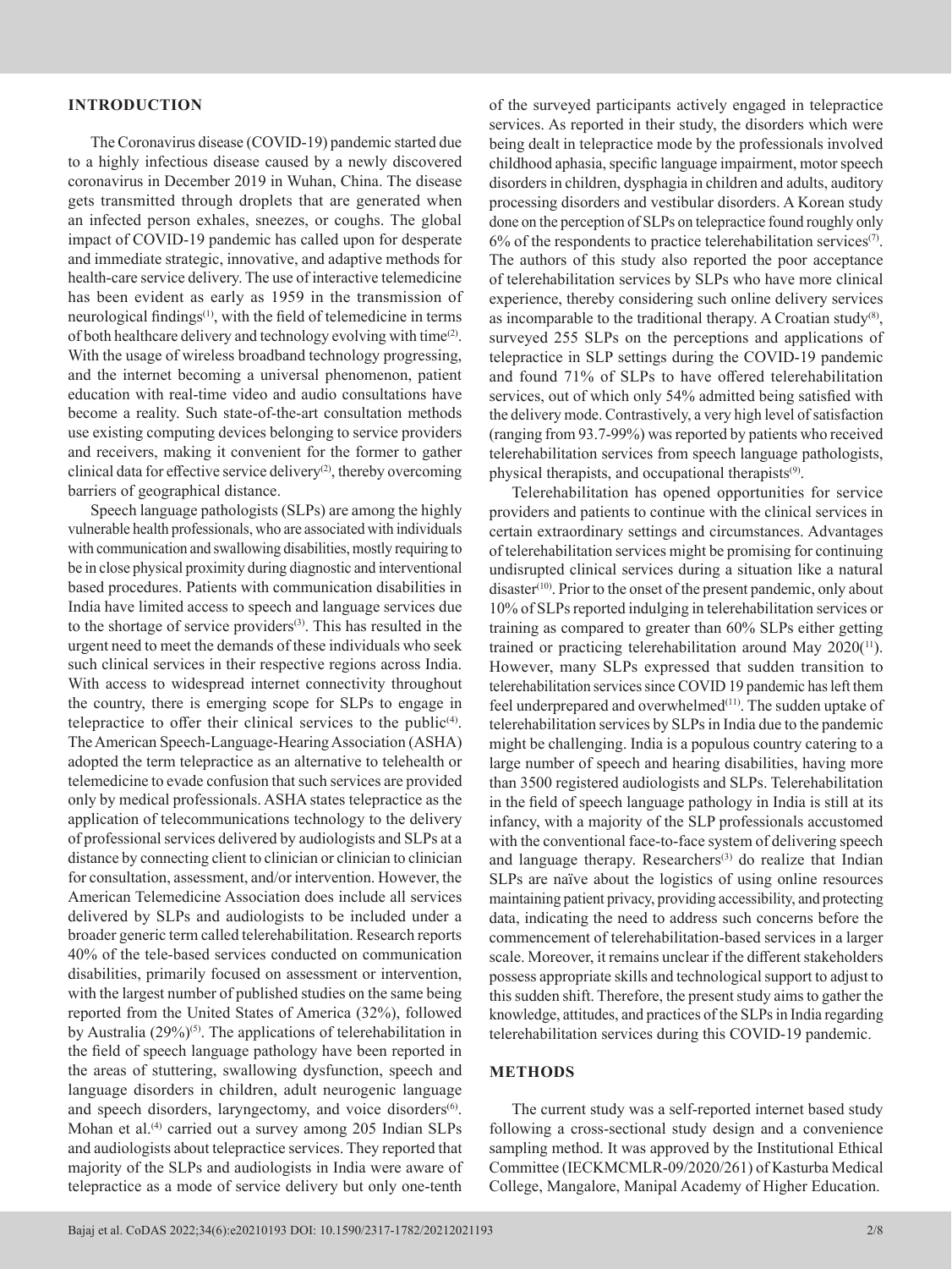## INTRODUCTION

The Coronavirus disease (COVID-19) pandemic started due to a highly infectious disease caused by a newly discovered coronavirus in December 2019 in Wuhan, China. The disease gets transmitted through droplets that are generated when an infected person exhales, sneezes, or coughs. The global impact of COVID-19 pandemic has called upon for desperate and immediate strategic, innovative, and adaptive methods for health-care service delivery. The use of interactive telemedicine has been evident as early as 1959 in the transmission of neurological findings[1], with the field of telemedicine in terms of both healthcare delivery and technology evolving with time[2]. With the usage of wireless broadband technology progressing, and the internet becoming a universal phenomenon, patient education with real-time video and audio consultations have become a reality. Such state-of-the-art consultation methods use existing computing devices belonging to service providers and receivers, making it convenient for the former to gather clinical data for effective service delivery[2], thereby overcoming barriers of geographical distance.

Speech language pathologists (SLPs) are among the highly vulnerable health professionals, who are associated with individuals with communication and swallowing disabilities, mostly requiring to be in close physical proximity during diagnostic and interventional based procedures. Patients with communication disabilities in India have limited access to speech and language services due to the shortage of service providers[3]. This has resulted in the urgent need to meet the demands of these individuals who seek such clinical services in their respective regions across India. With access to widespread internet connectivity throughout the country, there is emerging scope for SLPs to engage in telepractice to offer their clinical services to the public[4]. The American Speech-Language-Hearing Association (ASHA) adopted the term telepractice as an alternative to telehealth or telemedicine to evade confusion that such services are provided only by medical professionals. ASHA states telepractice as the application of telecommunications technology to the delivery of professional services delivered by audiologists and SLPs at a distance by connecting client to clinician or clinician to clinician for consultation, assessment, and/or intervention. However, the American Telemedicine Association does include all services delivered by SLPs and audiologists to be included under a broader generic term called telerehabilitation. Research reports 40% of the tele-based services conducted on communication disabilities, primarily focused on assessment or intervention, with the largest number of published studies on the same being reported from the United States of America (32%), followed by Australia (29%)[5]. The applications of telerehabilitation in the field of speech language pathology have been reported in the areas of stuttering, swallowing dysfunction, speech and language disorders in children, adult neurogenic language and speech disorders, laryngectomy, and voice disorders[6]. Mohan et al.[4] carried out a survey among 205 Indian SLPs and audiologists about telepractice services. They reported that majority of the SLPs and audiologists in India were aware of telepractice as a mode of service delivery but only one-tenth of the surveyed participants actively engaged in telepractice services. As reported in their study, the disorders which were being dealt in telepractice mode by the professionals involved childhood aphasia, specific language impairment, motor speech disorders in children, dysphagia in children and adults, auditory processing disorders and vestibular disorders. A Korean study done on the perception of SLPs on telepractice found roughly only 6% of the respondents to practice telerehabilitation services[7]. The authors of this study also reported the poor acceptance of telerehabilitation services by SLPs who have more clinical experience, thereby considering such online delivery services as incomparable to the traditional therapy. A Croatian study[8], surveyed 255 SLPs on the perceptions and applications of telepractice in SLP settings during the COVID-19 pandemic and found 71% of SLPs to have offered telerehabilitation services, out of which only 54% admitted being satisfied with the delivery mode. Contrastively, a very high level of satisfaction (ranging from 93.7-99%) was reported by patients who received telerehabilitation services from speech language pathologists, physical therapists, and occupational therapists[9].

Telerehabilitation has opened opportunities for service providers and patients to continue with the clinical services in certain extraordinary settings and circumstances. Advantages of telerehabilitation services might be promising for continuing undisrupted clinical services during a situation like a natural disaster[10]. Prior to the onset of the present pandemic, only about 10% of SLPs reported indulging in telerehabilitation services or training as compared to greater than 60% SLPs either getting trained or practicing telerehabilitation around May 2020([11]). However, many SLPs expressed that sudden transition to telerehabilitation services since COVID 19 pandemic has left them feel underprepared and overwhelmed[11]. The sudden uptake of telerehabilitation services by SLPs in India due to the pandemic might be challenging. India is a populous country catering to a large number of speech and hearing disabilities, having more than 3500 registered audiologists and SLPs. Telerehabilitation in the field of speech language pathology in India is still at its infancy, with a majority of the SLP professionals accustomed with the conventional face-to-face system of delivering speech and language therapy. Researchers[3] do realize that Indian SLPs are naïve about the logistics of using online resources maintaining patient privacy, providing accessibility, and protecting data, indicating the need to address such concerns before the commencement of telerehabilitation-based services in a larger scale. Moreover, it remains unclear if the different stakeholders possess appropriate skills and technological support to adjust to this sudden shift. Therefore, the present study aims to gather the knowledge, attitudes, and practices of the SLPs in India regarding telerehabilitation services during this COVID-19 pandemic.

## METHODS

The current study was a self-reported internet based study following a cross-sectional study design and a convenience sampling method. It was approved by the Institutional Ethical Committee (IECKMCMLR-09/2020/261) of Kasturba Medical College, Mangalore, Manipal Academy of Higher Education.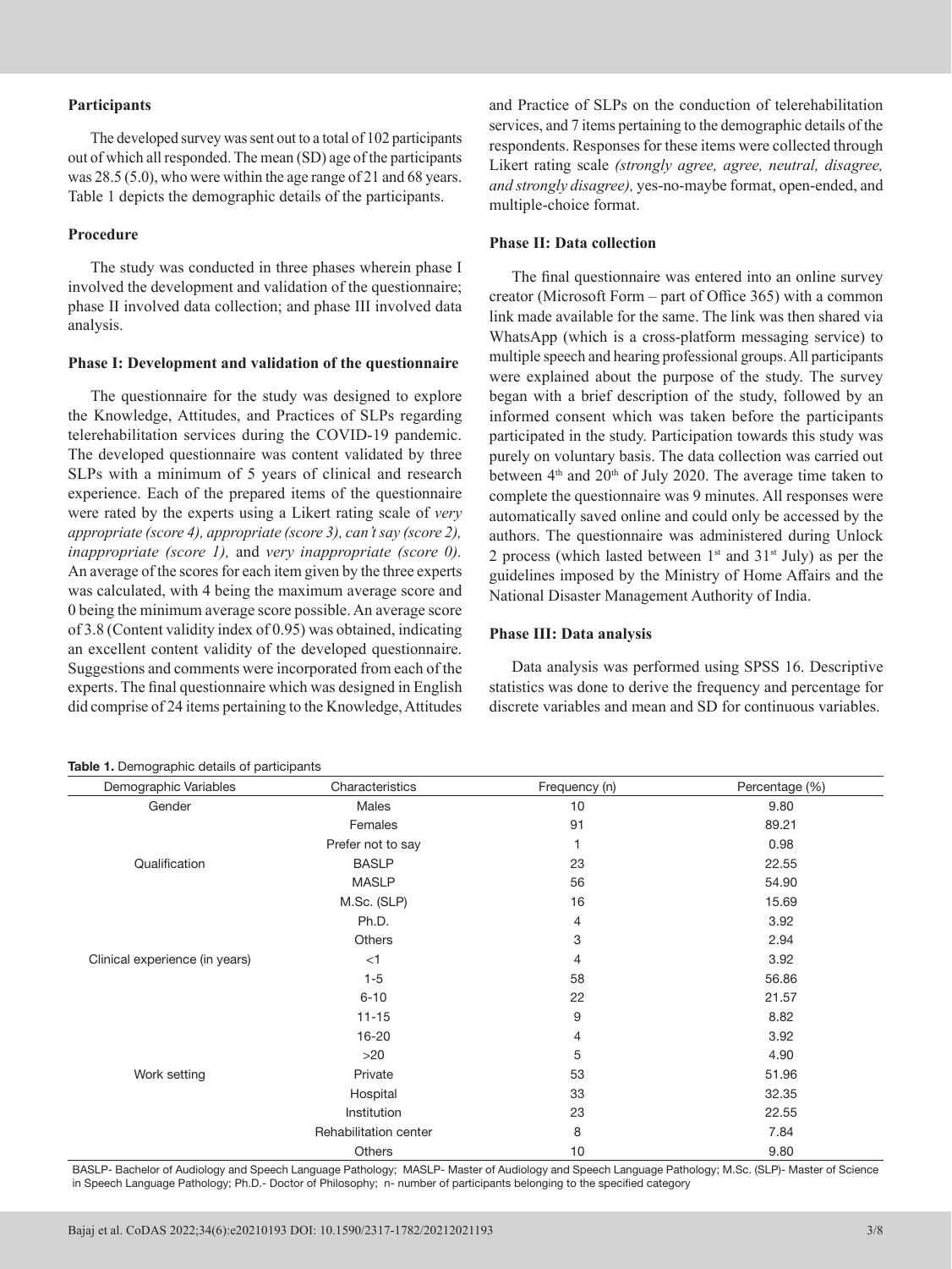### Participants

The developed survey was sent out to a total of 102 participants out of which all responded. The mean (SD) age of the participants was 28.5 (5.0), who were within the age range of 21 and 68 years. Table 1 depicts the demographic details of the participants.

### Procedure

The study was conducted in three phases wherein phase I involved the development and validation of the questionnaire; phase II involved data collection; and phase III involved data analysis.

### Phase I: Development and validation of the questionnaire

The questionnaire for the study was designed to explore the Knowledge, Attitudes, and Practices of SLPs regarding telerehabilitation services during the COVID-19 pandemic. The developed questionnaire was content validated by three SLPs with a minimum of 5 years of clinical and research experience. Each of the prepared items of the questionnaire were rated by the experts using a Likert rating scale of *very appropriate (score 4), appropriate (score 3), can't say (score 2), inappropriate (score 1),* and *very inappropriate (score 0).* An average of the scores for each item given by the three experts was calculated, with 4 being the maximum average score and 0 being the minimum average score possible. An average score of 3.8 (Content validity index of 0.95) was obtained, indicating an excellent content validity of the developed questionnaire. Suggestions and comments were incorporated from each of the experts. The final questionnaire which was designed in English did comprise of 24 items pertaining to the Knowledge, Attitudes and Practice of SLPs on the conduction of telerehabilitation services, and 7 items pertaining to the demographic details of the respondents. Responses for these items were collected through Likert rating scale *(strongly agree, agree, neutral, disagree, and strongly disagree),* yes-no-maybe format, open-ended, and multiple-choice format.

### Phase II: Data collection

The final questionnaire was entered into an online survey creator (Microsoft Form – part of Office 365) with a common link made available for the same. The link was then shared via WhatsApp (which is a cross-platform messaging service) to multiple speech and hearing professional groups. All participants were explained about the purpose of the study. The survey began with a brief description of the study, followed by an informed consent which was taken before the participants participated in the study. Participation towards this study was purely on voluntary basis. The data collection was carried out between 4th and 20th of July 2020. The average time taken to complete the questionnaire was 9 minutes. All responses were automatically saved online and could only be accessed by the authors. The questionnaire was administered during Unlock 2 process (which lasted between 1st and 31st July) as per the guidelines imposed by the Ministry of Home Affairs and the National Disaster Management Authority of India.

### Phase III: Data analysis

Data analysis was performed using SPSS 16. Descriptive statistics was done to derive the frequency and percentage for discrete variables and mean and SD for continuous variables.

**Table 1.** Demographic details of participants

| Demographic Variables | Characteristics | Frequency (n) | Percentage (%) |
|---|---|---|---|
| Gender | Males | 10 | 9.80 |
| | Females | 91 | 89.21 |
| | Prefer not to say | 1 | 0.98 |
| Qualification | BASLP | 23 | 22.55 |
| | MASLP | 56 | 54.90 |
| | M.Sc. (SLP) | 16 | 15.69 |
| | Ph.D. | 4 | 3.92 |
| | Others | 3 | 2.94 |
| Clinical experience (in years) | <1 | 4 | 3.92 |
| | 1-5 | 58 | 56.86 |
| | 6-10 | 22 | 21.57 |
| | 11-15 | 9 | 8.82 |
| | 16-20 | 4 | 3.92 |
| | >20 | 5 | 4.90 |
| Work setting | Private | 53 | 51.96 |
| | Hospital | 33 | 32.35 |
| | Institution | 23 | 22.55 |
| | Rehabilitation center | 8 | 7.84 |
| | Others | 10 | 9.80 |

BASLP- Bachelor of Audiology and Speech Language Pathology; MASLP- Master of Audiology and Speech Language Pathology; M.Sc. (SLP)- Master of Science in Speech Language Pathology; Ph.D.- Doctor of Philosophy; n- number of participants belonging to the specified category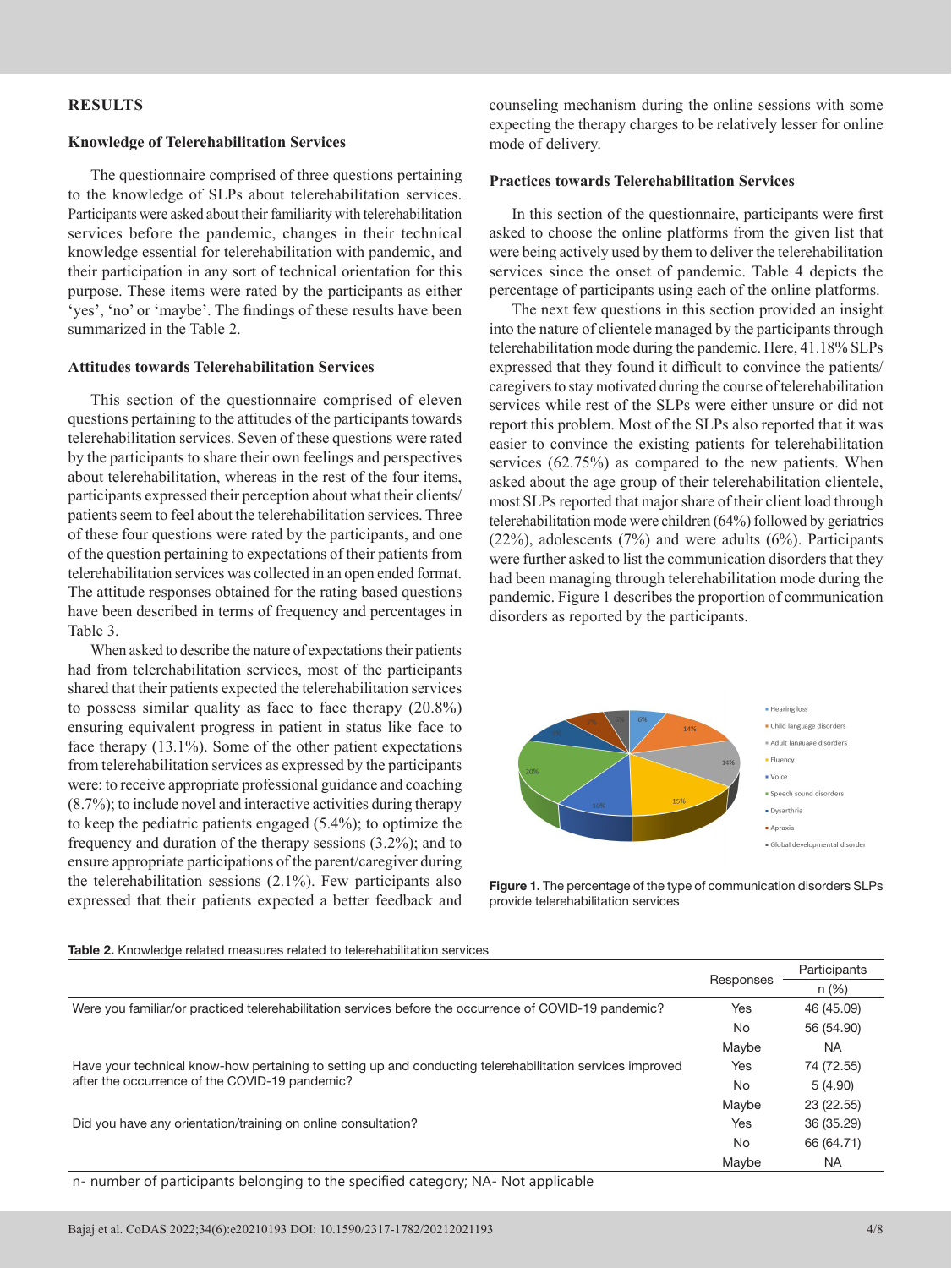## RESULTS

### Knowledge of Telerehabilitation Services

The questionnaire comprised of three questions pertaining to the knowledge of SLPs about telerehabilitation services. Participants were asked about their familiarity with telerehabilitation services before the pandemic, changes in their technical knowledge essential for telerehabilitation with pandemic, and their participation in any sort of technical orientation for this purpose. These items were rated by the participants as either 'yes', 'no' or 'maybe'. The findings of these results have been summarized in the Table 2.

### Attitudes towards Telerehabilitation Services

This section of the questionnaire comprised of eleven questions pertaining to the attitudes of the participants towards telerehabilitation services. Seven of these questions were rated by the participants to share their own feelings and perspectives about telerehabilitation, whereas in the rest of the four items, participants expressed their perception about what their clients/patients seem to feel about the telerehabilitation services. Three of these four questions were rated by the participants, and one of the question pertaining to expectations of their patients from telerehabilitation services was collected in an open ended format. The attitude responses obtained for the rating based questions have been described in terms of frequency and percentages in Table 3.

When asked to describe the nature of expectations their patients had from telerehabilitation services, most of the participants shared that their patients expected the telerehabilitation services to possess similar quality as face to face therapy (20.8%) ensuring equivalent progress in patient in status like face to face therapy (13.1%). Some of the other patient expectations from telerehabilitation services as expressed by the participants were: to receive appropriate professional guidance and coaching (8.7%); to include novel and interactive activities during therapy to keep the pediatric patients engaged (5.4%); to optimize the frequency and duration of the therapy sessions (3.2%); and to ensure appropriate participations of the parent/caregiver during the telerehabilitation sessions (2.1%). Few participants also expressed that their patients expected a better feedback and counseling mechanism during the online sessions with some expecting the therapy charges to be relatively lesser for online mode of delivery.

### Practices towards Telerehabilitation Services

In this section of the questionnaire, participants were first asked to choose the online platforms from the given list that were being actively used by them to deliver the telerehabilitation services since the onset of pandemic. Table 4 depicts the percentage of participants using each of the online platforms.

The next few questions in this section provided an insight into the nature of clientele managed by the participants through telerehabilitation mode during the pandemic. Here, 41.18% SLPs expressed that they found it difficult to convince the patients/caregivers to stay motivated during the course of telerehabilitation services while rest of the SLPs were either unsure or did not report this problem. Most of the SLPs also reported that it was easier to convince the existing patients for telerehabilitation services (62.75%) as compared to the new patients. When asked about the age group of their telerehabilitation clientele, most SLPs reported that major share of their client load through telerehabilitation mode were children (64%) followed by geriatrics (22%), adolescents (7%) and were adults (6%). Participants were further asked to list the communication disorders that they had been managing through telerehabilitation mode during the pandemic. Figure 1 describes the proportion of communication disorders as reported by the participants.

**Figure 1.** The percentage of the type of communication disorders SLPs provide telerehabilitation services

**Table 2.** Knowledge related measures related to telerehabilitation services

| | Responses | Participants n (%) |
|---|---|---|
| Were you familiar/or practiced telerehabilitation services before the occurrence of COVID-19 pandemic? | Yes | 46 (45.09) |
| | No | 56 (54.90) |
| | Maybe | NA |
| Have your technical know-how pertaining to setting up and conducting telerehabilitation services improved after the occurrence of the COVID-19 pandemic? | Yes | 74 (72.55) |
| | No | 5 (4.90) |
| | Maybe | 23 (22.55) |
| Did you have any orientation/training on online consultation? | Yes | 36 (35.29) |
| | No | 66 (64.71) |
| | Maybe | NA |

n- number of participants belonging to the specified category; NA- Not applicable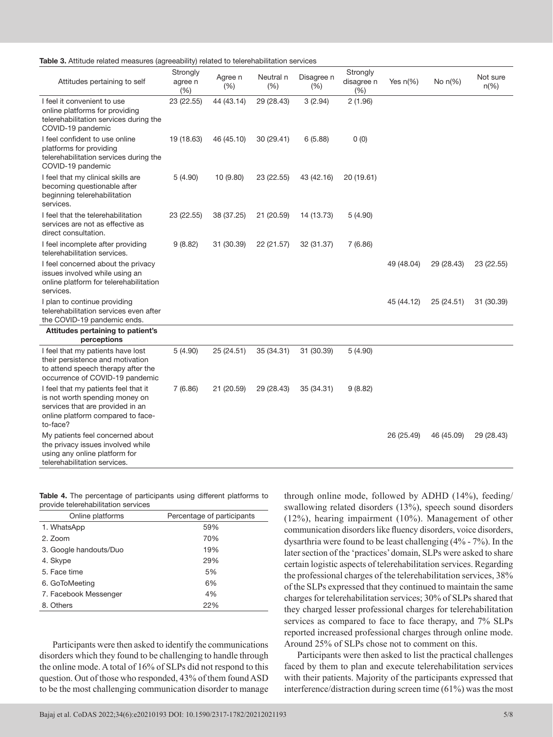**Table 3.** Attitude related measures (agreeability) related to telerehabilitation services

| Attitudes pertaining to self | Strongly agree n (%) | Agree n (%) | Neutral n (%) | Disagree n (%) | Strongly disagree n (%) | Yes n(%) | No n(%) | Not sure n(%) |
|---|---|---|---|---|---|---|---|---|
| I feel it convenient to use online platforms for providing telerehabilitation services during the COVID-19 pandemic | 23 (22.55) | 44 (43.14) | 29 (28.43) | 3 (2.94) | 2 (1.96) | | | |
| I feel confident to use online platforms for providing telerehabilitation services during the COVID-19 pandemic | 19 (18.63) | 46 (45.10) | 30 (29.41) | 6 (5.88) | 0 (0) | | | |
| I feel that my clinical skills are becoming questionable after beginning telerehabilitation services. | 5 (4.90) | 10 (9.80) | 23 (22.55) | 43 (42.16) | 20 (19.61) | | | |
| I feel that the telerehabilitation services are not as effective as direct consultation. | 23 (22.55) | 38 (37.25) | 21 (20.59) | 14 (13.73) | 5 (4.90) | | | |
| I feel incomplete after providing telerehabilitation services. | 9 (8.82) | 31 (30.39) | 22 (21.57) | 32 (31.37) | 7 (6.86) | | | |
| I feel concerned about the privacy issues involved while using an online platform for telerehabilitation services. | | | | | | 49 (48.04) | 29 (28.43) | 23 (22.55) |
| I plan to continue providing telerehabilitation services even after the COVID-19 pandemic ends. | | | | | | 45 (44.12) | 25 (24.51) | 31 (30.39) |
| **Attitudes pertaining to patient's perceptions** | | | | | | | | |
| I feel that my patients have lost their persistence and motivation to attend speech therapy after the occurrence of COVID-19 pandemic | 5 (4.90) | 25 (24.51) | 35 (34.31) | 31 (30.39) | 5 (4.90) | | | |
| I feel that my patients feel that it is not worth spending money on services that are provided in an online platform compared to face-to-face? | 7 (6.86) | 21 (20.59) | 29 (28.43) | 35 (34.31) | 9 (8.82) | | | |
| My patients feel concerned about the privacy issues involved while using any online platform for telerehabilitation services. | | | | | | 26 (25.49) | 46 (45.09) | 29 (28.43) |

**Table 4.** The percentage of participants using different platforms to provide telerehabilitation services

| Online platforms | Percentage of participants |
|---|---|
| 1. WhatsApp | 59% |
| 2. Zoom | 70% |
| 3. Google handouts/Duo | 19% |
| 4. Skype | 29% |
| 5. Face time | 5% |
| 6. GoToMeeting | 6% |
| 7. Facebook Messenger | 4% |
| 8. Others | 22% |

Participants were then asked to identify the communications disorders which they found to be challenging to handle through the online mode. A total of 16% of SLPs did not respond to this question. Out of those who responded, 43% of them found ASD to be the most challenging communication disorder to manage through online mode, followed by ADHD (14%), feeding/swallowing related disorders (13%), speech sound disorders (12%), hearing impairment (10%). Management of other communication disorders like fluency disorders, voice disorders, dysarthria were found to be least challenging (4% - 7%). In the later section of the 'practices' domain, SLPs were asked to share certain logistic aspects of telerehabilitation services. Regarding the professional charges of the telerehabilitation services, 38% of the SLPs expressed that they continued to maintain the same charges for telerehabilitation services; 30% of SLPs shared that they charged lesser professional charges for telerehabilitation services as compared to face to face therapy, and 7% SLPs reported increased professional charges through online mode. Around 25% of SLPs chose not to comment on this.

Participants were then asked to list the practical challenges faced by them to plan and execute telerehabilitation services with their patients. Majority of the participants expressed that interference/distraction during screen time (61%) was the most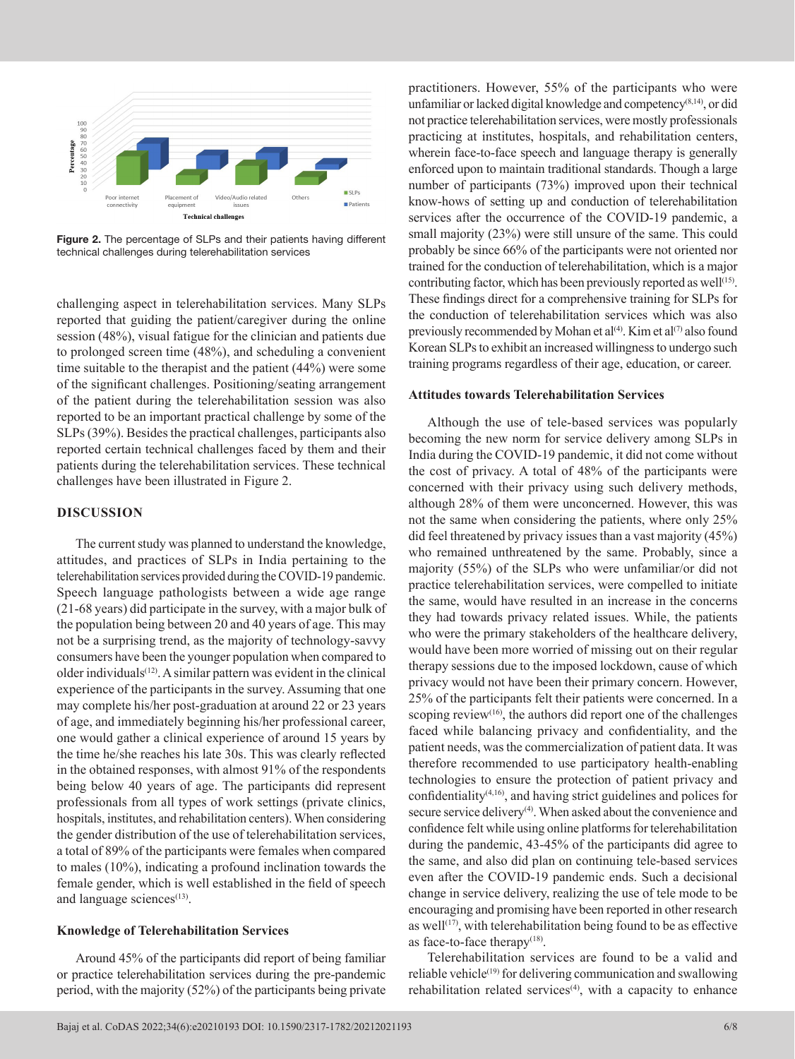Figure 2. The percentage of SLPs and their patients having different technical challenges during telerehabilitation services

challenging aspect in telerehabilitation services. Many SLPs reported that guiding the patient/caregiver during the online session (48%), visual fatigue for the clinician and patients due to prolonged screen time (48%), and scheduling a convenient time suitable to the therapist and the patient (44%) were some of the significant challenges. Positioning/seating arrangement of the patient during the telerehabilitation session was also reported to be an important practical challenge by some of the SLPs (39%). Besides the practical challenges, participants also reported certain technical challenges faced by them and their patients during the telerehabilitation services. These technical challenges have been illustrated in Figure 2.

## DISCUSSION

The current study was planned to understand the knowledge, attitudes, and practices of SLPs in India pertaining to the telerehabilitation services provided during the COVID-19 pandemic. Speech language pathologists between a wide age range (21-68 years) did participate in the survey, with a major bulk of the population being between 20 and 40 years of age. This may not be a surprising trend, as the majority of technology-savvy consumers have been the younger population when compared to older individuals[12]. A similar pattern was evident in the clinical experience of the participants in the survey. Assuming that one may complete his/her post-graduation at around 22 or 23 years of age, and immediately beginning his/her professional career, one would gather a clinical experience of around 15 years by the time he/she reaches his late 30s. This was clearly reflected in the obtained responses, with almost 91% of the respondents being below 40 years of age. The participants did represent professionals from all types of work settings (private clinics, hospitals, institutes, and rehabilitation centers). When considering the gender distribution of the use of telerehabilitation services, a total of 89% of the participants were females when compared to males (10%), indicating a profound inclination towards the female gender, which is well established in the field of speech and language sciences[13].

### Knowledge of Telerehabilitation Services

Around 45% of the participants did report of being familiar or practice telerehabilitation services during the pre-pandemic period, with the majority (52%) of the participants being private practitioners. However, 55% of the participants who were unfamiliar or lacked digital knowledge and competency[8,14], or did not practice telerehabilitation services, were mostly professionals practicing at institutes, hospitals, and rehabilitation centers, wherein face-to-face speech and language therapy is generally enforced upon to maintain traditional standards. Though a large number of participants (73%) improved upon their technical know-hows of setting up and conduction of telerehabilitation services after the occurrence of the COVID-19 pandemic, a small majority (23%) were still unsure of the same. This could probably be since 66% of the participants were not oriented nor trained for the conduction of telerehabilitation, which is a major contributing factor, which has been previously reported as well[15]. These findings direct for a comprehensive training for SLPs for the conduction of telerehabilitation services which was also previously recommended by Mohan et al[4]. Kim et al[7] also found Korean SLPs to exhibit an increased willingness to undergo such training programs regardless of their age, education, or career.

### Attitudes towards Telerehabilitation Services

Although the use of tele-based services was popularly becoming the new norm for service delivery among SLPs in India during the COVID-19 pandemic, it did not come without the cost of privacy. A total of 48% of the participants were concerned with their privacy using such delivery methods, although 28% of them were unconcerned. However, this was not the same when considering the patients, where only 25% did feel threatened by privacy issues than a vast majority (45%) who remained unthreatened by the same. Probably, since a majority (55%) of the SLPs who were unfamiliar/or did not practice telerehabilitation services, were compelled to initiate the same, would have resulted in an increase in the concerns they had towards privacy related issues. While, the patients who were the primary stakeholders of the healthcare delivery, would have been more worried of missing out on their regular therapy sessions due to the imposed lockdown, cause of which privacy would not have been their primary concern. However, 25% of the participants felt their patients were concerned. In a scoping review[16], the authors did report one of the challenges faced while balancing privacy and confidentiality, and the patient needs, was the commercialization of patient data. It was therefore recommended to use participatory health-enabling technologies to ensure the protection of patient privacy and confidentiality[4,16], and having strict guidelines and polices for secure service delivery[4]. When asked about the convenience and confidence felt while using online platforms for telerehabilitation during the pandemic, 43-45% of the participants did agree to the same, and also did plan on continuing tele-based services even after the COVID-19 pandemic ends. Such a decisional change in service delivery, realizing the use of tele mode to be encouraging and promising have been reported in other research as well[17], with telerehabilitation being found to be as effective as face-to-face therapy[18].

Telerehabilitation services are found to be a valid and reliable vehicle[19] for delivering communication and swallowing rehabilitation related services[4], with a capacity to enhance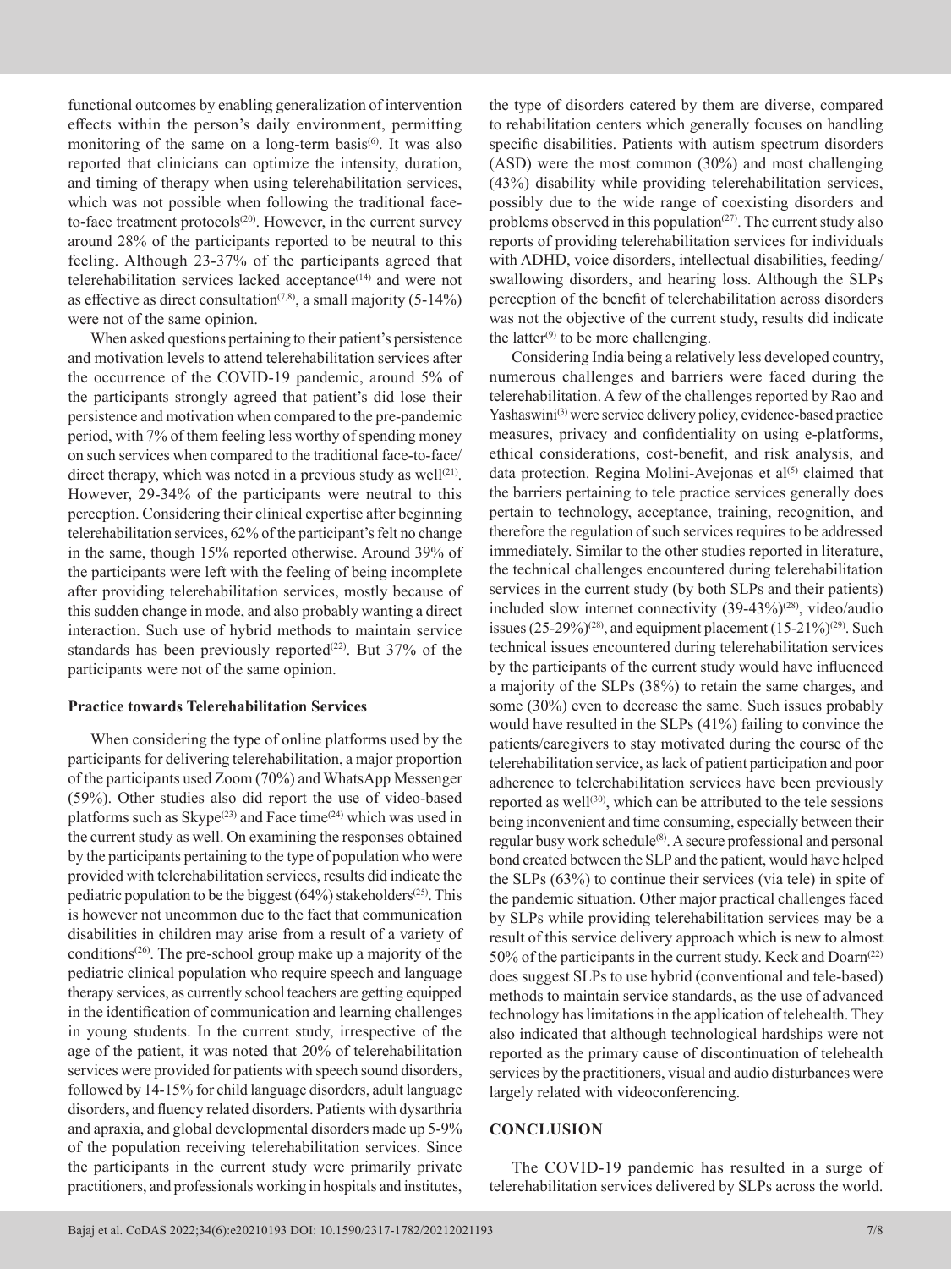functional outcomes by enabling generalization of intervention effects within the person's daily environment, permitting monitoring of the same on a long-term basis[6]. It was also reported that clinicians can optimize the intensity, duration, and timing of therapy when using telerehabilitation services, which was not possible when following the traditional face-to-face treatment protocols[20]. However, in the current survey around 28% of the participants reported to be neutral to this feeling. Although 23-37% of the participants agreed that telerehabilitation services lacked acceptance[14] and were not as effective as direct consultation[7,8], a small majority (5-14%) were not of the same opinion.

When asked questions pertaining to their patient's persistence and motivation levels to attend telerehabilitation services after the occurrence of the COVID-19 pandemic, around 5% of the participants strongly agreed that patient's did lose their persistence and motivation when compared to the pre-pandemic period, with 7% of them feeling less worthy of spending money on such services when compared to the traditional face-to-face/direct therapy, which was noted in a previous study as well[21]. However, 29-34% of the participants were neutral to this perception. Considering their clinical expertise after beginning telerehabilitation services, 62% of the participant's felt no change in the same, though 15% reported otherwise. Around 39% of the participants were left with the feeling of being incomplete after providing telerehabilitation services, mostly because of this sudden change in mode, and also probably wanting a direct interaction. Such use of hybrid methods to maintain service standards has been previously reported[22]. But 37% of the participants were not of the same opinion.

**Practice towards Telerehabilitation Services**

When considering the type of online platforms used by the participants for delivering telerehabilitation, a major proportion of the participants used Zoom (70%) and WhatsApp Messenger (59%). Other studies also did report the use of video-based platforms such as Skype[23] and Face time[24] which was used in the current study as well. On examining the responses obtained by the participants pertaining to the type of population who were provided with telerehabilitation services, results did indicate the pediatric population to be the biggest (64%) stakeholders[25]. This is however not uncommon due to the fact that communication disabilities in children may arise from a result of a variety of conditions[26]. The pre-school group make up a majority of the pediatric clinical population who require speech and language therapy services, as currently school teachers are getting equipped in the identification of communication and learning challenges in young students. In the current study, irrespective of the age of the patient, it was noted that 20% of telerehabilitation services were provided for patients with speech sound disorders, followed by 14-15% for child language disorders, adult language disorders, and fluency related disorders. Patients with dysarthria and apraxia, and global developmental disorders made up 5-9% of the population receiving telerehabilitation services. Since the participants in the current study were primarily private practitioners, and professionals working in hospitals and institutes, the type of disorders catered by them are diverse, compared to rehabilitation centers which generally focuses on handling specific disabilities. Patients with autism spectrum disorders (ASD) were the most common (30%) and most challenging (43%) disability while providing telerehabilitation services, possibly due to the wide range of coexisting disorders and problems observed in this population[27]. The current study also reports of providing telerehabilitation services for individuals with ADHD, voice disorders, intellectual disabilities, feeding/swallowing disorders, and hearing loss. Although the SLPs perception of the benefit of telerehabilitation across disorders was not the objective of the current study, results did indicate the latter[9] to be more challenging.

Considering India being a relatively less developed country, numerous challenges and barriers were faced during the telerehabilitation. A few of the challenges reported by Rao and Yashaswini[3] were service delivery policy, evidence-based practice measures, privacy and confidentiality on using e-platforms, ethical considerations, cost-benefit, and risk analysis, and data protection. Regina Molini-Avejonas et al[5] claimed that the barriers pertaining to tele practice services generally does pertain to technology, acceptance, training, recognition, and therefore the regulation of such services requires to be addressed immediately. Similar to the other studies reported in literature, the technical challenges encountered during telerehabilitation services in the current study (by both SLPs and their patients) included slow internet connectivity (39-43%)[28], video/audio issues (25-29%)[28], and equipment placement (15-21%)[29]. Such technical issues encountered during telerehabilitation services by the participants of the current study would have influenced a majority of the SLPs (38%) to retain the same charges, and some (30%) even to decrease the same. Such issues probably would have resulted in the SLPs (41%) failing to convince the patients/caregivers to stay motivated during the course of the telerehabilitation service, as lack of patient participation and poor adherence to telerehabilitation services have been previously reported as well[30], which can be attributed to the tele sessions being inconvenient and time consuming, especially between their regular busy work schedule[8]. A secure professional and personal bond created between the SLP and the patient, would have helped the SLPs (63%) to continue their services (via tele) in spite of the pandemic situation. Other major practical challenges faced by SLPs while providing telerehabilitation services may be a result of this service delivery approach which is new to almost 50% of the participants in the current study. Keck and Doarn[22] does suggest SLPs to use hybrid (conventional and tele-based) methods to maintain service standards, as the use of advanced technology has limitations in the application of telehealth. They also indicated that although technological hardships were not reported as the primary cause of discontinuation of telehealth services by the practitioners, visual and audio disturbances were largely related with videoconferencing.

## CONCLUSION

The COVID-19 pandemic has resulted in a surge of telerehabilitation services delivered by SLPs across the world.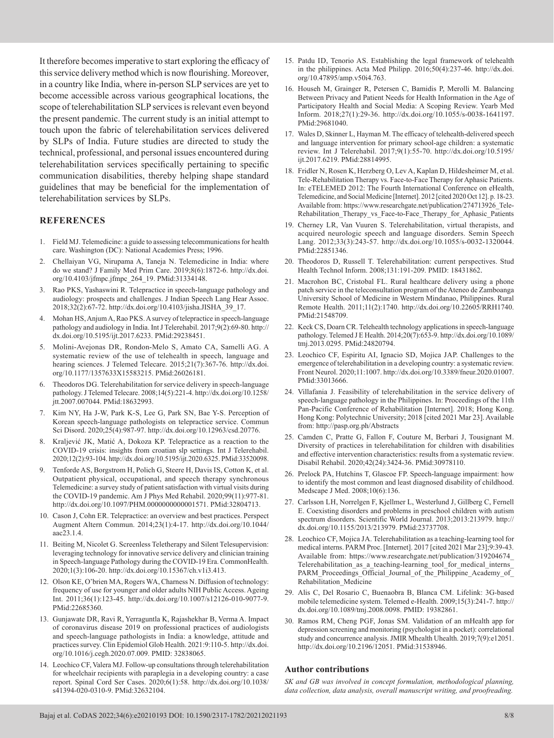It therefore becomes imperative to start exploring the efficacy of this service delivery method which is now flourishing. Moreover, in a country like India, where in-person SLP services are yet to become accessible across various geographical locations, the scope of telerehabilitation SLP services is relevant even beyond the present pandemic. The current study is an initial attempt to touch upon the fabric of telerehabilitation services delivered by SLPs of India. Future studies are directed to study the technical, professional, and personal issues encountered during telerehabilitation services specifically pertaining to specific communication disabilities, thereby helping shape standard guidelines that may be beneficial for the implementation of telerehabilitation services by SLPs.

## REFERENCES

1. Field MJ. Telemedicine: a guide to assessing telecommunications for health care. Washington (DC): National Academies Press; 1996.
2. Chellaiyan VG, Nirupama A, Taneja N. Telemedicine in India: where do we stand? J Family Med Prim Care. 2019;8(6):1872-6. http://dx.doi.org/10.4103/jfmpc.jfmpc_264_19. PMid:31334148.
3. Rao PKS, Yashaswini R. Telepractice in speech-language pathology and audiology: prospects and challenges. J Indian Speech Lang Hear Assoc. 2018;32(2):67-72. http://dx.doi.org/10.4103/jisha.JISHA_39_17.
4. Mohan HS, Anjum A, Rao PKS. A survey of telepractice in speech-language pathology and audiology in India. Int J Telerehabil. 2017;9(2):69-80. http://dx.doi.org/10.5195/ijt.2017.6233. PMid:29238451.
5. Molini-Avejonas DR, Rondon-Melo S, Amato CA, Samelli AG. A systematic review of the use of telehealth in speech, language and hearing sciences. J Telemed Telecare. 2015;21(7):367-76. http://dx.doi.org/10.1177/1357633X15583215. PMid:26026181.
6. Theodoros DG. Telerehabilitation for service delivery in speech-language pathology. J Telemed Telecare. 2008;14(5):221-4. http://dx.doi.org/10.1258/jtt.2007.007044. PMid:18632993.
7. Kim NY, Ha J-W, Park K-S, Lee G, Park SN, Bae Y-S. Perception of Korean speech-language pathologists on telepractice service. Commun Sci Disord. 2020;25(4):987-97. http://dx.doi.org/10.12963/csd.20776.
8. Kraljević JK, Matić A, Dokoza KP. Telepractice as a reaction to the COVID-19 crisis: insights from croatian slp settings. Int J Telerehabil. 2020;12(2):93-104. http://dx.doi.org/10.5195/ijt.2020.6325. PMid:33520098.
9. Tenforde AS, Borgstrom H, Polich G, Steere H, Davis IS, Cotton K, et al. Outpatient physical, occupational, and speech therapy synchronous Telemedicine: a survey study of patient satisfaction with virtual visits during the COVID-19 pandemic. Am J Phys Med Rehabil. 2020;99(11):977-81. http://dx.doi.org/10.1097/PHM.0000000000001571. PMid:32804713.
10. Cason J, Cohn ER. Telepractice: an overview and best practices. Perspect Augment Altern Commun. 2014;23(1):4-17. http://dx.doi.org/10.1044/aac23.1.4.
11. Beiting M, Nicolet G. Screenless Teletherapy and Silent Telesupervision: leveraging technology for innovative service delivery and clinician training in Speech-language Pathology during the COVID-19 Era. CommonHealth. 2020;1(3):106-20. http://dx.doi.org/10.15367/ch.v1i3.413.
12. Olson KE, O'brien MA, Rogers WA, Charness N. Diffusion of technology: frequency of use for younger and older adults NIH Public Access. Ageing Int. 2011;36(1):123-45. http://dx.doi.org/10.1007/s12126-010-9077-9. PMid:22685360.
13. Gunjawate DR, Ravi R, Yerraguntla K, Rajashekhar B, Verma A. Impact of coronavirus disease 2019 on professional practices of audiologists and speech-language pathologists in India: a knowledge, attitude and practices survey. Clin Epidemiol Glob Health. 2021:9:110-5. http://dx.doi.org/10.1016/j.cegh.2020.07.009. PMID: 32838065.
14. Leochico CF, Valera MJ. Follow-up consultations through telerehabilitation for wheelchair recipients with paraplegia in a developing country: a case report. Spinal Cord Ser Cases. 2020;6(1):58. http://dx.doi.org/10.1038/s41394-020-0310-9. PMid:32632104.
15. Patdu ID, Tenorio AS. Establishing the legal framework of telehealth in the philippines. Acta Med Philipp. 2016;50(4):237-46. http://dx.doi.org/10.47895/amp.v50i4.763.
16. Househ M, Grainger R, Petersen C, Bamidis P, Merolli M. Balancing Between Privacy and Patient Needs for Health Information in the Age of Participatory Health and Social Media: A Scoping Review. Yearb Med Inform. 2018;27(1):29-36. http://dx.doi.org/10.1055/s-0038-1641197. PMid:29681040.
17. Wales D, Skinner L, Hayman M. The efficacy of telehealth-delivered speech and language intervention for primary school-age children: a systematic review. Int J Telerehabil. 2017;9(1):55-70. http://dx.doi.org/10.5195/ijt.2017.6219. PMid:28814995.
18. Fridler N, Rosen K, Herzberg O, Lev A, Kaplan D, Hildesheimer M, et al. Tele-Rehabilitation Therapy vs. Face-to-Face Therapy for Aphasic Patients. In: eTELEMED 2012: The Fourth International Conference on eHealth, Telemedicine, and Social Medicine [Internet]. 2012 [cited 2020 Oct 12]. p. 18-23. Available from: https://www.researchgate.net/publication/274713926_Tele-Rehabilitation_Therapy_vs_Face-to-Face_Therapy_for_Aphasic_Patients
19. Cherney LR, Van Vuuren S. Telerehabilitation, virtual therapists, and acquired neurologic speech and language disorders. Semin Speech Lang. 2012;33(3):243-57. http://dx.doi.org/10.1055/s-0032-1320044. PMid:22851346.
20. Theodoros D, Russell T. Telerehabilitation: current perspectives. Stud Health Technol Inform. 2008;131:191-209. PMID: 18431862.
21. Macrohon BC, Cristobal FL. Rural healthcare delivery using a phone patch service in the teleconsultation program of the Ateneo de Zamboanga University School of Medicine in Western Mindanao, Philippines. Rural Remote Health. 2011;11(2):1740. http://dx.doi.org/10.22605/RRH1740. PMid:21548709.
22. Keck CS, Doarn CR. Telehealth technology applications in speech-language pathology. Telemed J E Health. 2014;20(7):653-9. http://dx.doi.org/10.1089/tmj.2013.0295. PMid:24820794.
23. Leochico CF, Espiritu AI, Ignacio SD, Mojica JAP. Challenges to the emergence of telerehabilitation in a developing country: a systematic review. Front Neurol. 2020;11:1007. http://dx.doi.org/10.3389/fneur.2020.01007. PMid:33013666.
24. Villafania J. Feasibility of telerehabilitation in the service delivery of speech-language pathology in the Philippines. In: Proceedings of the 11th Pan-Pacific Conference of Rehabilitation [Internet]. 2018; Hong Kong. Hong Kong: Polytechnic University; 2018 [cited 2021 Mar 23]. Available from: http://pasp.org.ph/Abstracts
25. Camden C, Pratte G, Fallon F, Couture M, Berbari J, Tousignant M. Diversity of practices in telerehabilitation for children with disabilities and effective intervention characteristics: results from a systematic review. Disabil Rehabil. 2020;42(24):3424-36. PMid:30978110.
26. Prelock PA, Hutchins T, Glascoe FP. Speech-language impairment: how to identify the most common and least diagnosed disability of childhood. Medscape J Med. 2008;10(6):136.
27. Carlsson LH, Norrelgen F, Kjellmer L, Westerlund J, Gillberg C, Fernell E. Coexisting disorders and problems in preschool children with autism spectrum disorders. Scientific World Journal. 2013;2013:213979. http://dx.doi.org/10.1155/2013/213979. PMid:23737708.
28. Leochico CF, Mojica JA. Telerehabilitation as a teaching-learning tool for medical interns. PARM Proc. [Internet]. 2017 [cited 2021 Mar 23];9:39-43. Available from: https://www.researchgate.net/publication/319204674_Telerehabilitation_as_a_teaching-learning_tool_for_medical_interns_PARM_Proceedings_Official_Journal_of_the_Philippine_Academy_of_Rehabilitation_Medicine
29. Alis C, Del Rosario C, Buenaobra B, Blanca CM. Lifelink: 3G-based mobile telemedicine system. Telemed e-Health. 2009;15(3):241-7. http://dx.doi.org/10.1089/tmj.2008.0098. PMID: 19382861.
30. Ramos RM, Cheng PGF, Jonas SM. Validation of an mHealth app for depression screening and monitoring (psychologist in a pocket): correlational study and concurrence analysis. JMIR Mhealth Uhealth. 2019;7(9):e12051. http://dx.doi.org/10.2196/12051. PMid:31538946.

### Author contributions

*SK and GB was involved in concept formulation, methodological planning, data collection, data analysis, overall manuscript writing, and proofreading.*